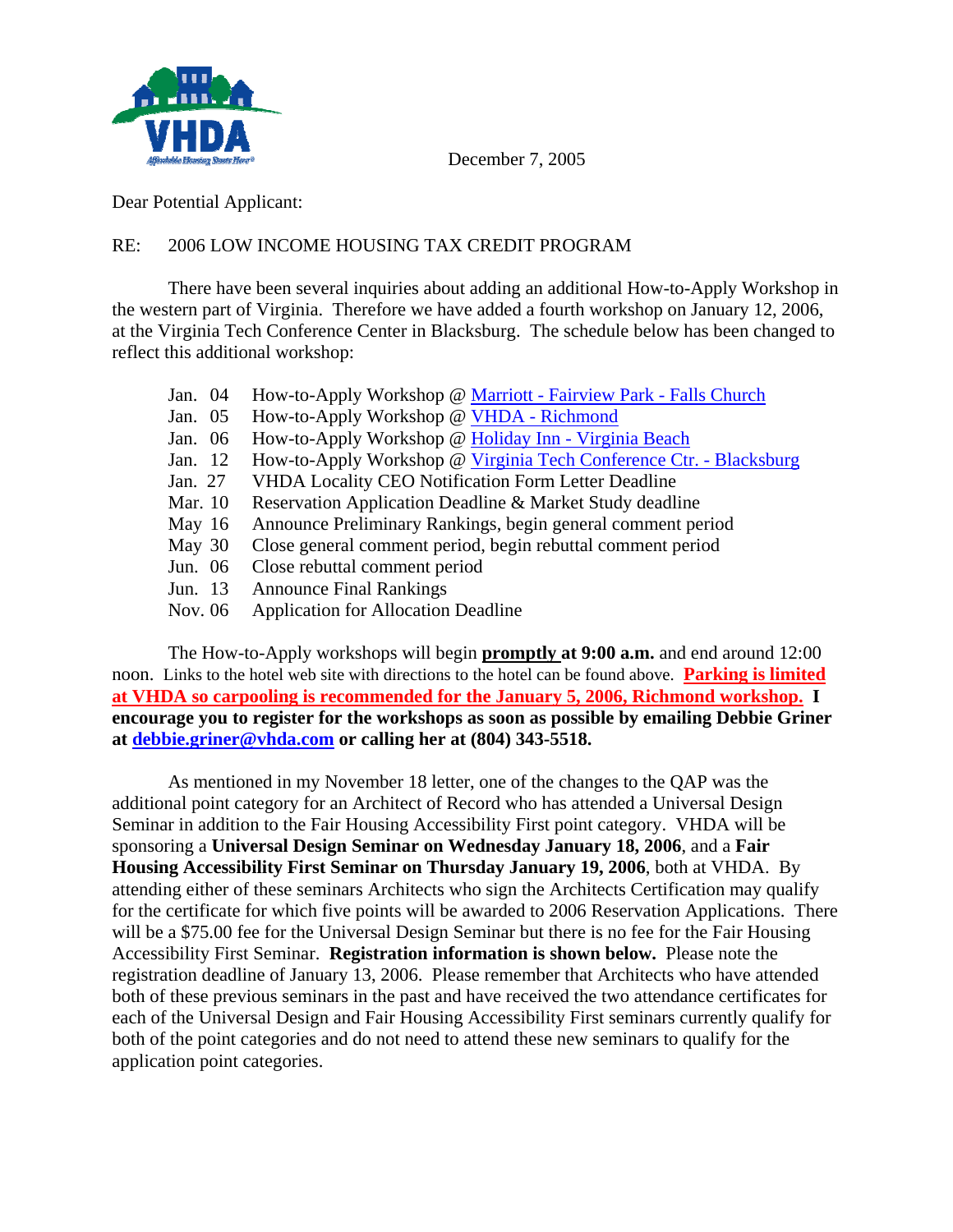December 7, 2005

Dear Potential Applicant:

RE: 2006 LOW INCOME HOUSING TAX CREDIT PROGRAM

There have been several inquiries about adding an additional How-to-Apply Workshop in the western part of Virginia. Therefore we have added a fourth workshop on January 12, 2006, at the Virginia Tech Conference Center in Blacksburg. The schedule below has been changed to reflect this additional workshop:

| | |
|---|---|
| Jan. 04 | How-to-Apply Workshop @ Marriott - Fairview Park - Falls Church |
| Jan. 05 | How-to-Apply Workshop @ VHDA - Richmond |
| Jan. 06 | How-to-Apply Workshop @ Holiday Inn - Virginia Beach |
| Jan. 12 | How-to-Apply Workshop @ Virginia Tech Conference Ctr. - Blacksburg |
| Jan. 27 | VHDA Locality CEO Notification Form Letter Deadline |
| Mar. 10 | Reservation Application Deadline & Market Study deadline |
| May 16 | Announce Preliminary Rankings, begin general comment period |
| May 30 | Close general comment period, begin rebuttal comment period |
| Jun. 06 | Close rebuttal comment period |
| Jun. 13 | Announce Final Rankings |
| Nov. 06 | Application for Allocation Deadline |

The How-to-Apply workshops will begin **promptly at 9:00 a.m.** and end around 12:00 noon. Links to the hotel web site with directions to the hotel can be found above. **Parking is limited at VHDA so carpooling is recommended for the January 5, 2006, Richmond workshop. I encourage you to register for the workshops as soon as possible by emailing Debbie Griner at debbie.griner@vhda.com or calling her at (804) 343-5518.**

As mentioned in my November 18 letter, one of the changes to the QAP was the additional point category for an Architect of Record who has attended a Universal Design Seminar in addition to the Fair Housing Accessibility First point category. VHDA will be sponsoring a **Universal Design Seminar on Wednesday January 18, 2006**, and a **Fair Housing Accessibility First Seminar on Thursday January 19, 2006**, both at VHDA. By attending either of these seminars Architects who sign the Architects Certification may qualify for the certificate for which five points will be awarded to 2006 Reservation Applications. There will be a $75.00 fee for the Universal Design Seminar but there is no fee for the Fair Housing Accessibility First Seminar. **Registration information is shown below.** Please note the registration deadline of January 13, 2006. Please remember that Architects who have attended both of these previous seminars in the past and have received the two attendance certificates for each of the Universal Design and Fair Housing Accessibility First seminars currently qualify for both of the point categories and do not need to attend these new seminars to qualify for the application point categories.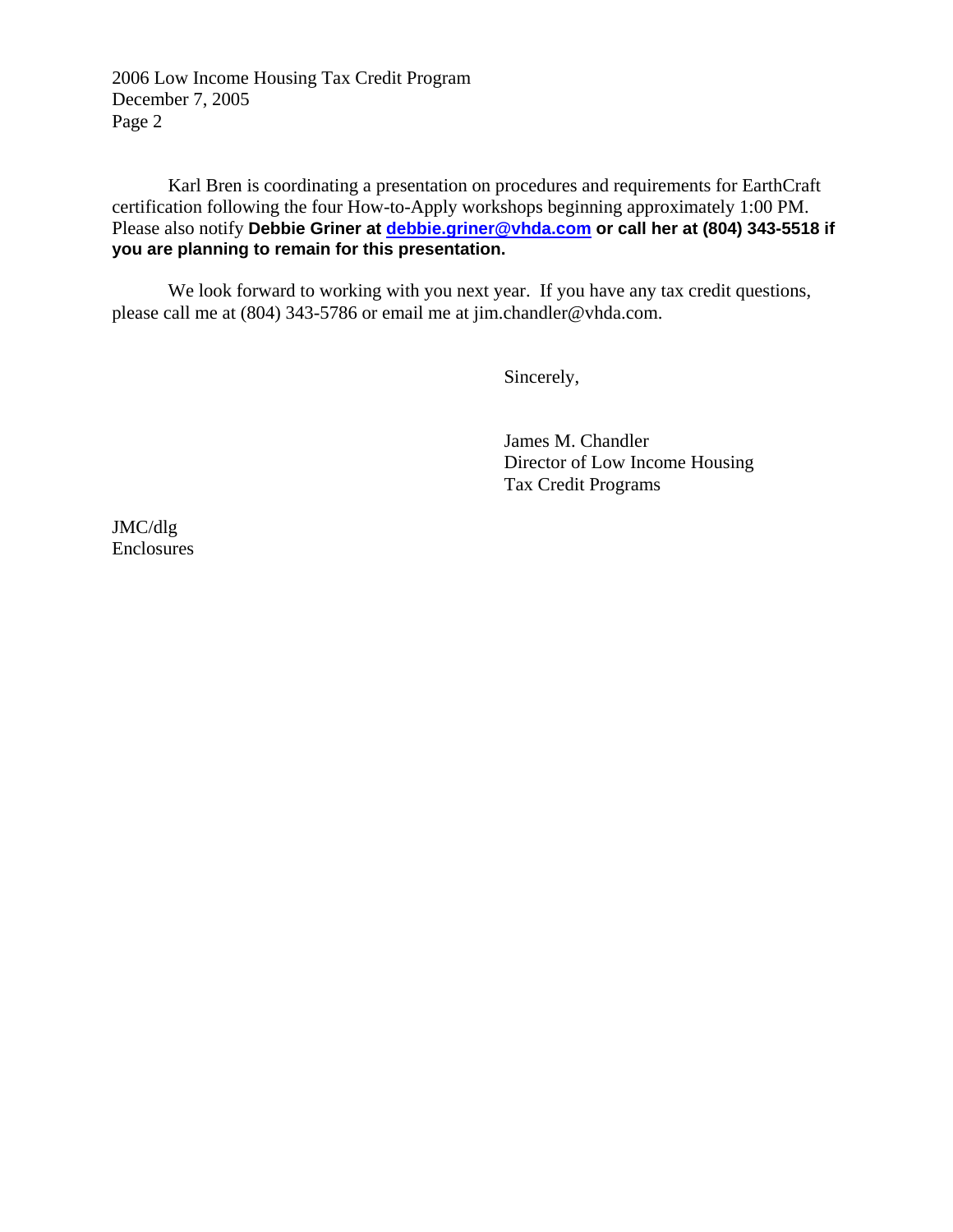Karl Bren is coordinating a presentation on procedures and requirements for EarthCraft certification following the four How-to-Apply workshops beginning approximately 1:00 PM. Please also notify **Debbie Griner at debbie.griner@vhda.com or call her at (804) 343-5518 if you are planning to remain for this presentation.**

We look forward to working with you next year. If you have any tax credit questions, please call me at (804) 343-5786 or email me at jim.chandler@vhda.com.

Sincerely,

James M. Chandler
Director of Low Income Housing
Tax Credit Programs

JMC/dlg
Enclosures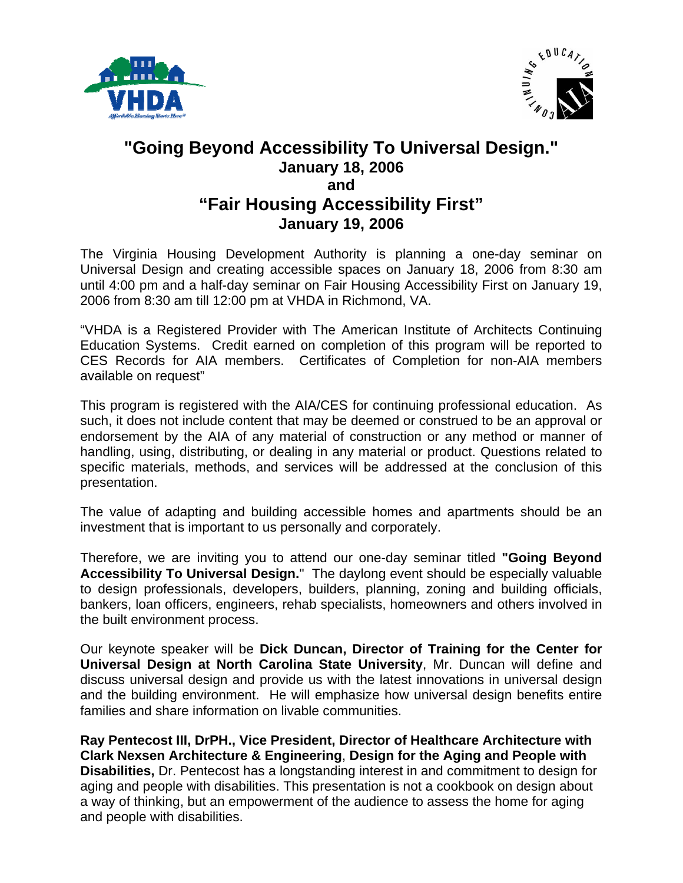# "Going Beyond Accessibility To Universal Design."

**January 18, 2006**

**and**

# "Fair Housing Accessibility First"

**January 19, 2006**

The Virginia Housing Development Authority is planning a one-day seminar on Universal Design and creating accessible spaces on January 18, 2006 from 8:30 am until 4:00 pm and a half-day seminar on Fair Housing Accessibility First on January 19, 2006 from 8:30 am till 12:00 pm at VHDA in Richmond, VA.

"VHDA is a Registered Provider with The American Institute of Architects Continuing Education Systems. Credit earned on completion of this program will be reported to CES Records for AIA members. Certificates of Completion for non-AIA members available on request"

This program is registered with the AIA/CES for continuing professional education. As such, it does not include content that may be deemed or construed to be an approval or endorsement by the AIA of any material of construction or any method or manner of handling, using, distributing, or dealing in any material or product. Questions related to specific materials, methods, and services will be addressed at the conclusion of this presentation.

The value of adapting and building accessible homes and apartments should be an investment that is important to us personally and corporately.

Therefore, we are inviting you to attend our one-day seminar titled **"Going Beyond Accessibility To Universal Design.**" The daylong event should be especially valuable to design professionals, developers, builders, planning, zoning and building officials, bankers, loan officers, engineers, rehab specialists, homeowners and others involved in the built environment process.

Our keynote speaker will be **Dick Duncan, Director of Training for the Center for Universal Design at North Carolina State University**, Mr. Duncan will define and discuss universal design and provide us with the latest innovations in universal design and the building environment. He will emphasize how universal design benefits entire families and share information on livable communities.

**Ray Pentecost III, DrPH., Vice President, Director of Healthcare Architecture with Clark Nexsen Architecture & Engineering**, **Design for the Aging and People with Disabilities,** Dr. Pentecost has a longstanding interest in and commitment to design for aging and people with disabilities. This presentation is not a cookbook on design about a way of thinking, but an empowerment of the audience to assess the home for aging and people with disabilities.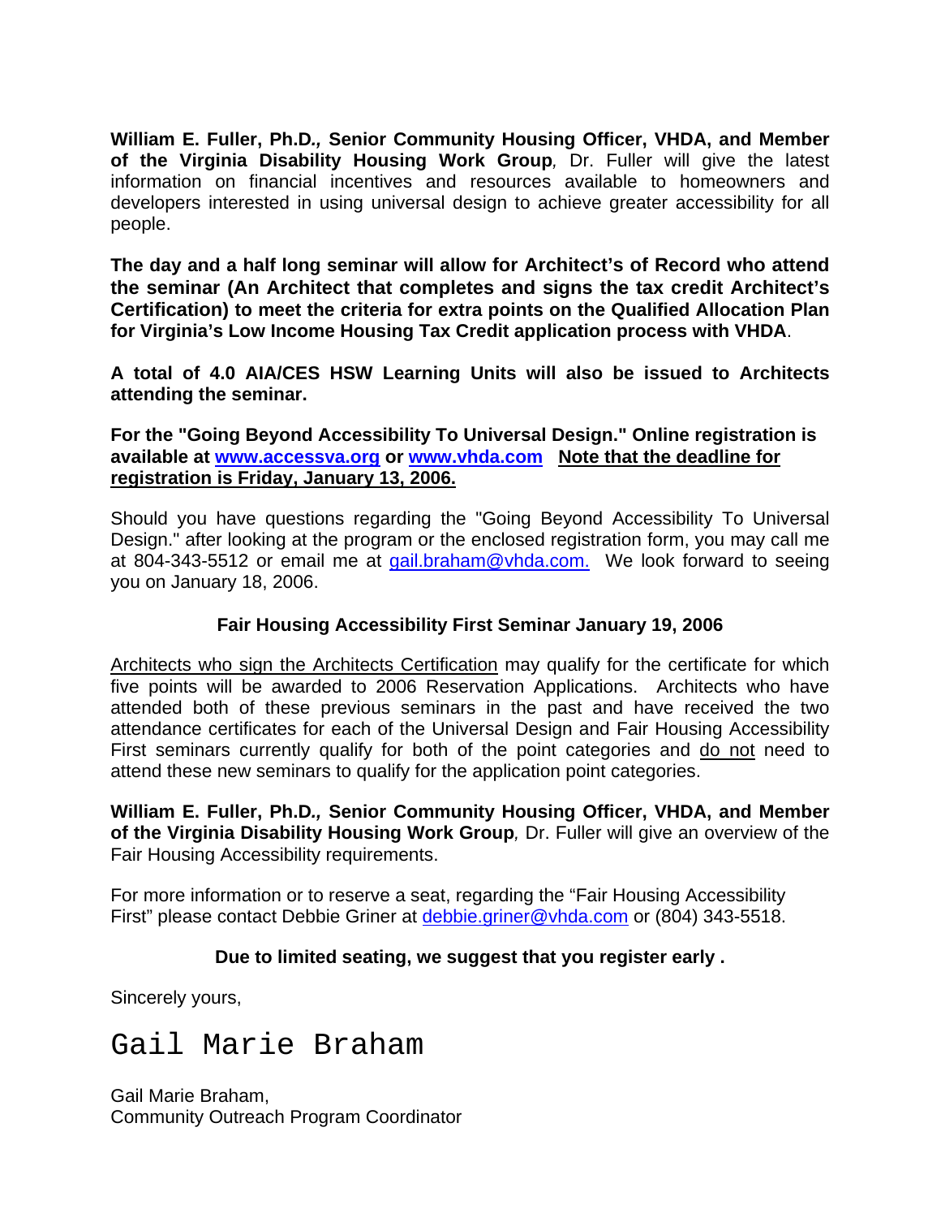**William E. Fuller, Ph.D.*, Senior Community Housing Officer, VHDA, and Member of the Virginia Disability Housing Work Group*,** Dr. Fuller will give the latest information on financial incentives and resources available to homeowners and developers interested in using universal design to achieve greater accessibility for all people.

**The day and a half long seminar will allow for Architect's of Record who attend the seminar (An Architect that completes and signs the tax credit Architect's Certification) to meet the criteria for extra points on the Qualified Allocation Plan for Virginia's Low Income Housing Tax Credit application process with VHDA**.

**A total of 4.0 AIA/CES HSW Learning Units will also be issued to Architects attending the seminar.**

**For the "Going Beyond Accessibility To Universal Design." Online registration is available at www.accessva.org or www.vhda.com Note that the deadline for registration is Friday, January 13, 2006.**

Should you have questions regarding the "Going Beyond Accessibility To Universal Design." after looking at the program or the enclosed registration form, you may call me at 804-343-5512 or email me at gail.braham@vhda.com. We look forward to seeing you on January 18, 2006.

**Fair Housing Accessibility First Seminar January 19, 2006**

Architects who sign the Architects Certification may qualify for the certificate for which five points will be awarded to 2006 Reservation Applications. Architects who have attended both of these previous seminars in the past and have received the two attendance certificates for each of the Universal Design and Fair Housing Accessibility First seminars currently qualify for both of the point categories and do not need to attend these new seminars to qualify for the application point categories.

**William E. Fuller, Ph.D.*, Senior Community Housing Officer, VHDA, and Member of the Virginia Disability Housing Work Group*,** Dr. Fuller will give an overview of the Fair Housing Accessibility requirements.

For more information or to reserve a seat, regarding the "Fair Housing Accessibility First" please contact Debbie Griner at debbie.griner@vhda.com or (804) 343-5518.

**Due to limited seating, we suggest that you register early .**

Sincerely yours,

Gail Marie Braham

Gail Marie Braham,
Community Outreach Program Coordinator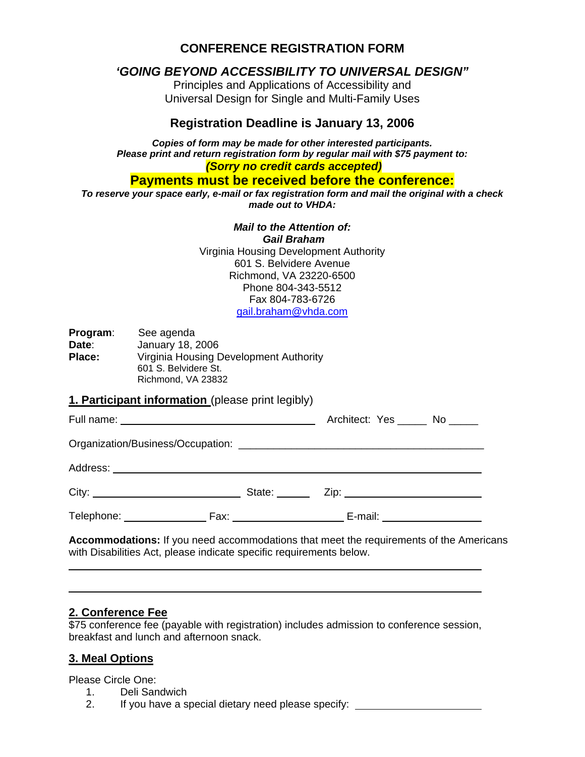## CONFERENCE REGISTRATION FORM

### *'GOING BEYOND ACCESSIBILITY TO UNIVERSAL DESIGN"*

Principles and Applications of Accessibility and
Universal Design for Single and Multi-Family Uses

### Registration Deadline is January 13, 2006

***Copies of form may be made for other interested participants.***
***Please print and return registration form by regular mail with $75 payment to:***
***(Sorry no credit cards accepted)***

**Payments must be received before the conference:**

***To reserve your space early, e-mail or fax registration form and mail the original with a check made out to VHDA:***

***Mail to the Attention of:***
***Gail Braham***
Virginia Housing Development Authority
601 S. Belvidere Avenue
Richmond, VA 23220-6500
Phone 804-343-5512
Fax 804-783-6726
gail.braham@vhda.com

**Program**: See agenda
**Date**: January 18, 2006
**Place:** Virginia Housing Development Authority
601 S. Belvidere St.
Richmond, VA 23832

**1. Participant information** (please print legibly)

Full name: ______________________ Architect: Yes _____ No _____

Organization/Business/Occupation: ______________________

Address: ______________________

City: ______________ State: ______ Zip: ______________

Telephone: __________ Fax: __________ E-mail: __________

**Accommodations:** If you need accommodations that meet the requirements of the Americans with Disabilities Act, please indicate specific requirements below.

______________________________________________

______________________________________________

**2. Conference Fee**

$75 conference fee (payable with registration) includes admission to conference session, breakfast and lunch and afternoon snack.

**3. Meal Options**

Please Circle One:

1. Deli Sandwich
2. If you have a special dietary need please specify: ______________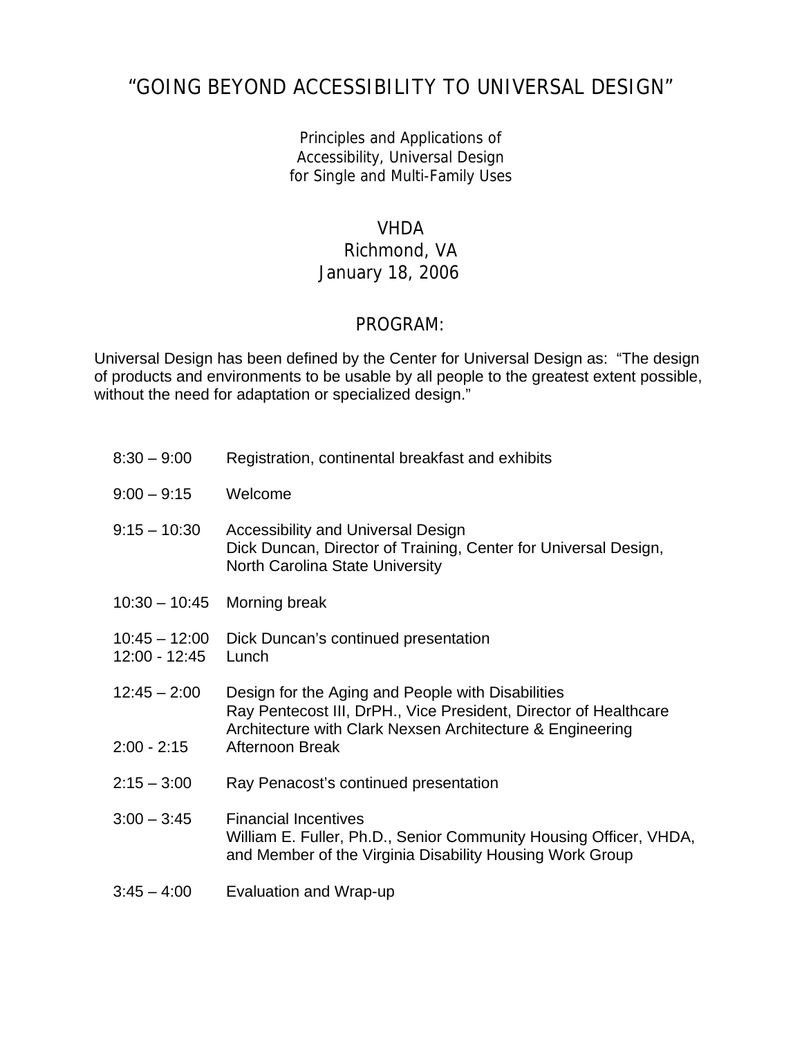# "GOING BEYOND ACCESSIBILITY TO UNIVERSAL DESIGN"

Principles and Applications of
Accessibility, Universal Design
for Single and Multi-Family Uses

VHDA
Richmond, VA
January 18, 2006

## PROGRAM:

Universal Design has been defined by the Center for Universal Design as: "The design of products and environments to be usable by all people to the greatest extent possible, without the need for adaptation or specialized design."

| | |
|---|---|
| 8:30 – 9:00 | Registration, continental breakfast and exhibits |
| 9:00 – 9:15 | Welcome |
| 9:15 – 10:30 | Accessibility and Universal Design<br>Dick Duncan, Director of Training, Center for Universal Design, North Carolina State University |
| 10:30 – 10:45 | Morning break |
| 10:45 – 12:00 | Dick Duncan's continued presentation |
| 12:00 - 12:45 | Lunch |
| 12:45 – 2:00 | Design for the Aging and People with Disabilities<br>Ray Pentecost III, DrPH., Vice President, Director of Healthcare Architecture with Clark Nexsen Architecture & Engineering |
| 2:00 - 2:15 | Afternoon Break |
| 2:15 – 3:00 | Ray Penacost's continued presentation |
| 3:00 – 3:45 | Financial Incentives<br>William E. Fuller, Ph.D., Senior Community Housing Officer, VHDA, and Member of the Virginia Disability Housing Work Group |
| 3:45 – 4:00 | Evaluation and Wrap-up |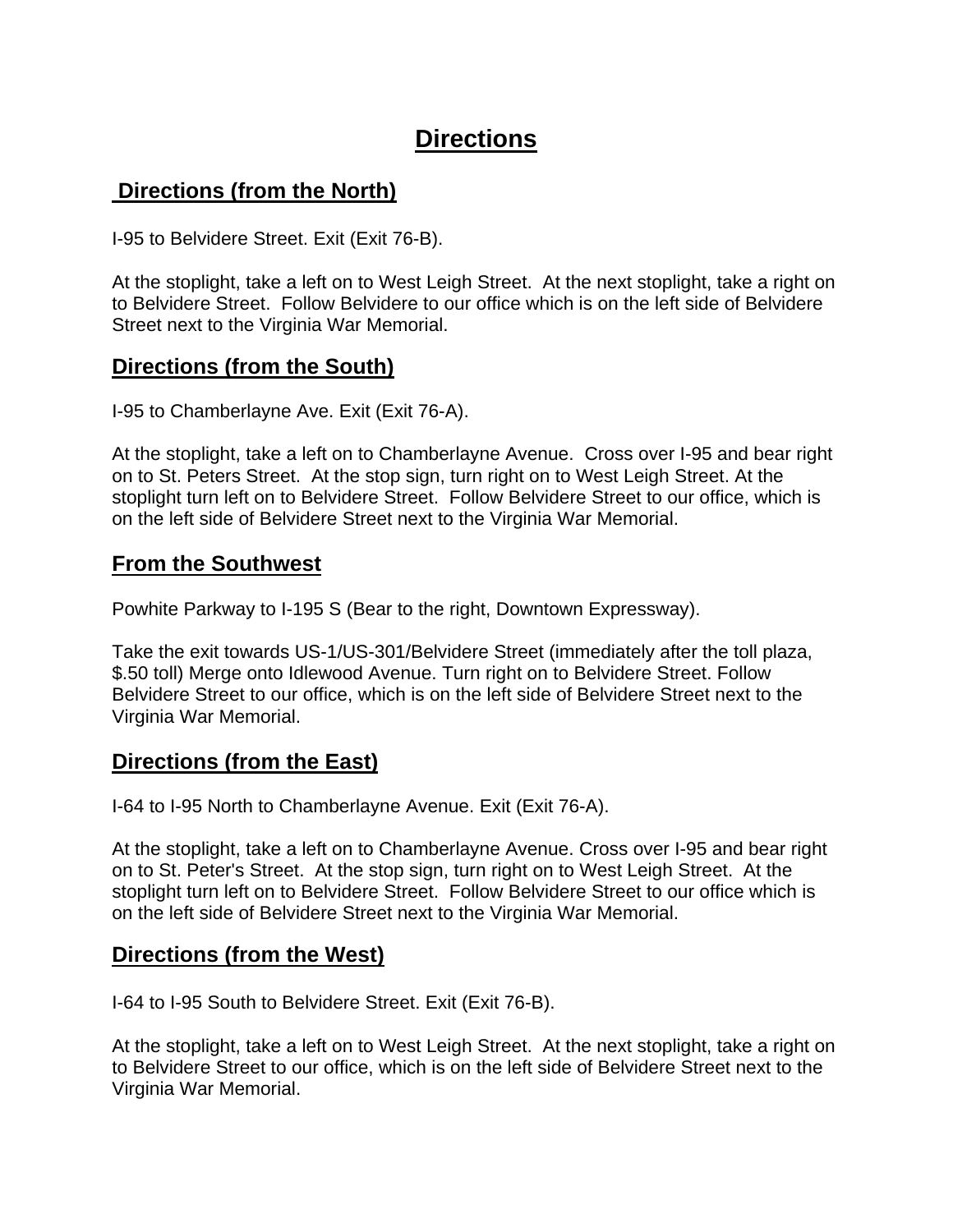# Directions

## Directions (from the North)

I-95 to Belvidere Street. Exit (Exit 76-B).

At the stoplight, take a left on to West Leigh Street. At the next stoplight, take a right on to Belvidere Street. Follow Belvidere to our office which is on the left side of Belvidere Street next to the Virginia War Memorial.

## Directions (from the South)

I-95 to Chamberlayne Ave. Exit (Exit 76-A).

At the stoplight, take a left on to Chamberlayne Avenue. Cross over I-95 and bear right on to St. Peters Street. At the stop sign, turn right on to West Leigh Street. At the stoplight turn left on to Belvidere Street. Follow Belvidere Street to our office, which is on the left side of Belvidere Street next to the Virginia War Memorial.

## From the Southwest

Powhite Parkway to I-195 S (Bear to the right, Downtown Expressway).

Take the exit towards US-1/US-301/Belvidere Street (immediately after the toll plaza, $.50 toll) Merge onto Idlewood Avenue. Turn right on to Belvidere Street. Follow Belvidere Street to our office, which is on the left side of Belvidere Street next to the Virginia War Memorial.

## Directions (from the East)

I-64 to I-95 North to Chamberlayne Avenue. Exit (Exit 76-A).

At the stoplight, take a left on to Chamberlayne Avenue. Cross over I-95 and bear right on to St. Peter's Street. At the stop sign, turn right on to West Leigh Street. At the stoplight turn left on to Belvidere Street. Follow Belvidere Street to our office which is on the left side of Belvidere Street next to the Virginia War Memorial.

## Directions (from the West)

I-64 to I-95 South to Belvidere Street. Exit (Exit 76-B).

At the stoplight, take a left on to West Leigh Street. At the next stoplight, take a right on to Belvidere Street to our office, which is on the left side of Belvidere Street next to the Virginia War Memorial.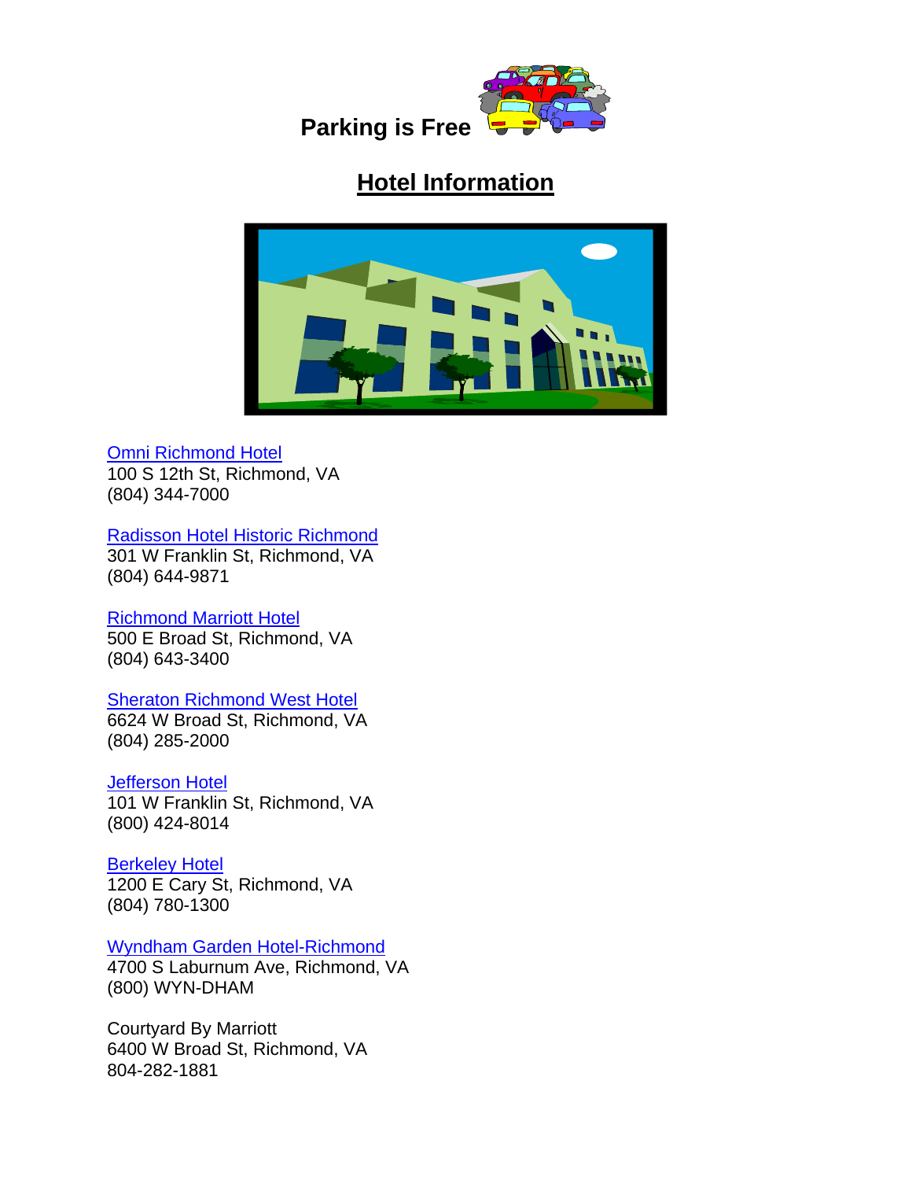**Parking is Free**

## Hotel Information

Omni Richmond Hotel
100 S 12th St, Richmond, VA
(804) 344-7000

Radisson Hotel Historic Richmond
301 W Franklin St, Richmond, VA
(804) 644-9871

Richmond Marriott Hotel
500 E Broad St, Richmond, VA
(804) 643-3400

Sheraton Richmond West Hotel
6624 W Broad St, Richmond, VA
(804) 285-2000

Jefferson Hotel
101 W Franklin St, Richmond, VA
(800) 424-8014

Berkeley Hotel
1200 E Cary St, Richmond, VA
(804) 780-1300

Wyndham Garden Hotel-Richmond
4700 S Laburnum Ave, Richmond, VA
(800) WYN-DHAM

Courtyard By Marriott
6400 W Broad St, Richmond, VA
804-282-1881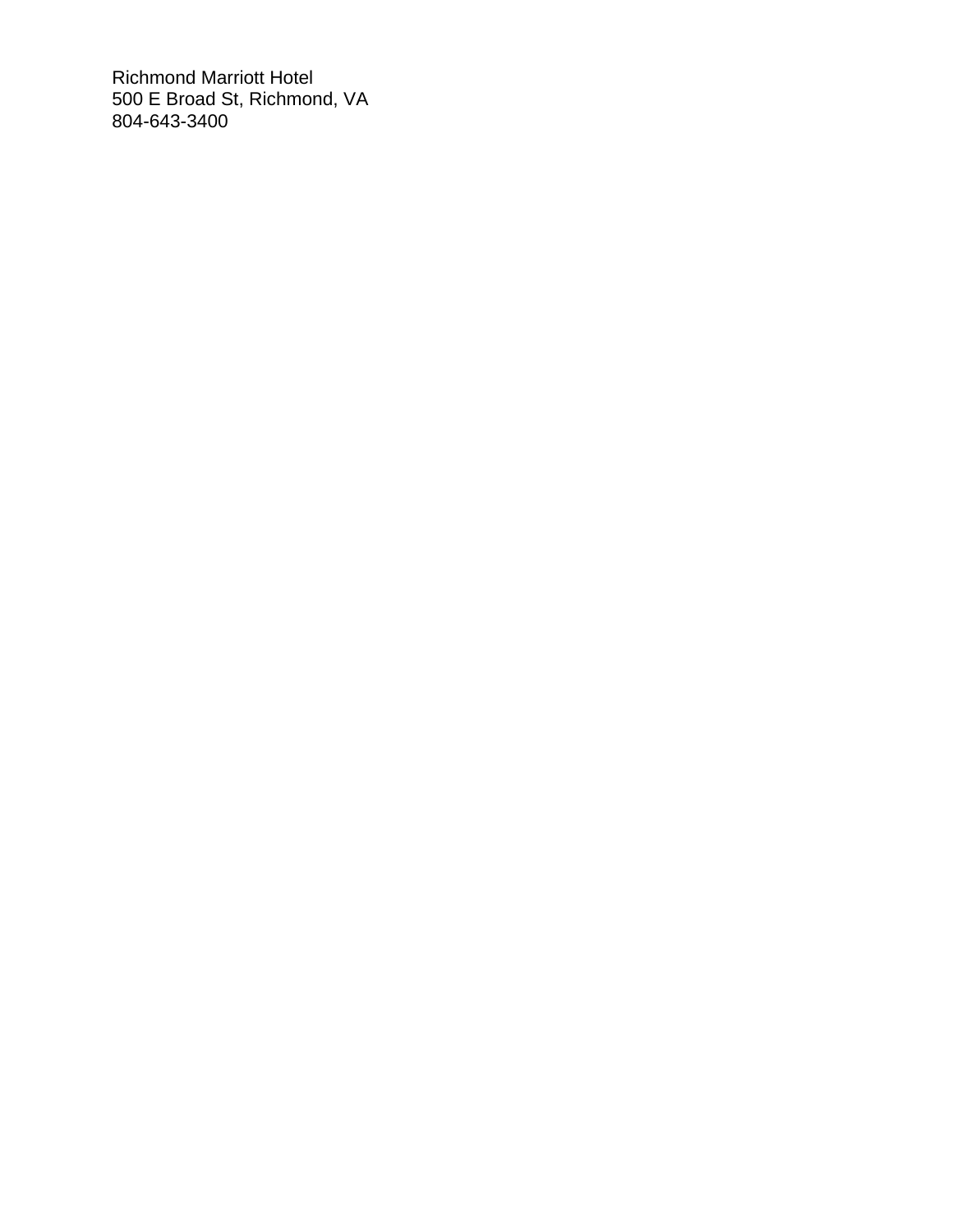Richmond Marriott Hotel
500 E Broad St, Richmond, VA
804-643-3400